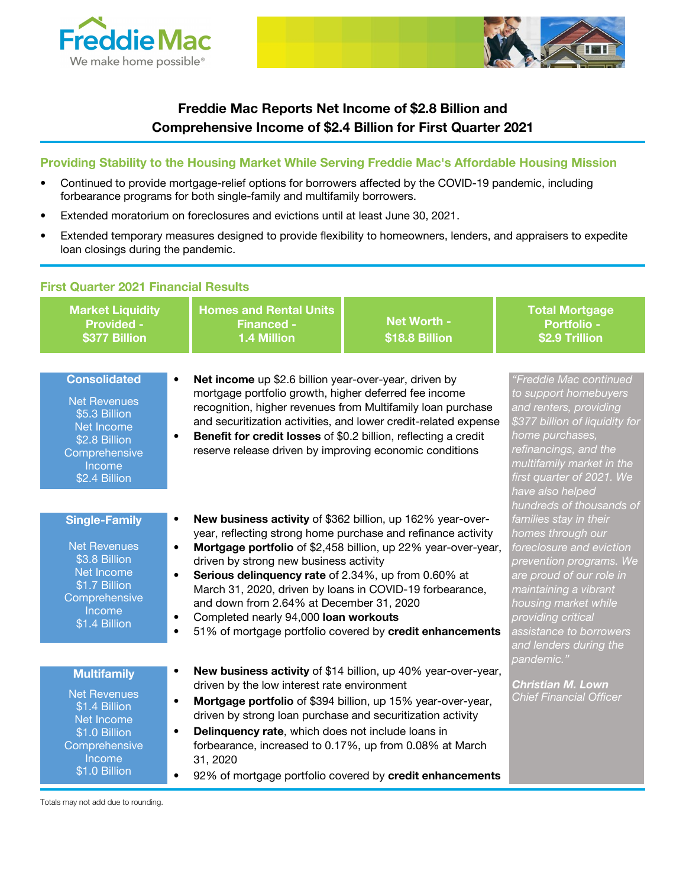Freddie Mac
We make home possible®

# Freddie Mac Reports Net Income of $2.8 Billion and Comprehensive Income of $2.4 Billion for First Quarter 2021

## Providing Stability to the Housing Market While Serving Freddie Mac's Affordable Housing Mission

- Continued to provide mortgage-relief options for borrowers affected by the COVID-19 pandemic, including forbearance programs for both single-family and multifamily borrowers.
- Extended moratorium on foreclosures and evictions until at least June 30, 2021.
- Extended temporary measures designed to provide flexibility to homeowners, lenders, and appraisers to expedite loan closings during the pandemic.

## First Quarter 2021 Financial Results

| Market Liquidity Provided - $377 Billion | Homes and Rental Units Financed - 1.4 Million | Net Worth - $18.8 Billion | Total Mortgage Portfolio - $2.9 Trillion |
|---|---|---|---|

### Consolidated

Net Revenues $5.3 Billion
Net Income $2.8 Billion
Comprehensive Income $2.4 Billion

- **Net income** up $2.6 billion year-over-year, driven by mortgage portfolio growth, higher deferred fee income recognition, higher revenues from Multifamily loan purchase and securitization activities, and lower credit-related expense
- **Benefit for credit losses** of $0.2 billion, reflecting a credit reserve release driven by improving economic conditions

### Single-Family

Net Revenues $3.8 Billion
Net Income $1.7 Billion
Comprehensive Income $1.4 Billion

- **New business activity** of $362 billion, up 162% year-over-year, reflecting strong home purchase and refinance activity
- **Mortgage portfolio** of $2,458 billion, up 22% year-over-year, driven by strong new business activity
- **Serious delinquency rate** of 2.34%, up from 0.60% at March 31, 2020, driven by loans in COVID-19 forbearance, and down from 2.64% at December 31, 2020
- Completed nearly 94,000 **loan workouts**
- 51% of mortgage portfolio covered by **credit enhancements**

### Multifamily

Net Revenues $1.4 Billion
Net Income $1.0 Billion
Comprehensive Income $1.0 Billion

- **New business activity** of $14 billion, up 40% year-over-year, driven by the low interest rate environment
- **Mortgage portfolio** of $394 billion, up 15% year-over-year, driven by strong loan purchase and securitization activity
- **Delinquency rate**, which does not include loans in forbearance, increased to 0.17%, up from 0.08% at March 31, 2020
- 92% of mortgage portfolio covered by **credit enhancements**

*"Freddie Mac continued to support homebuyers and renters, providing $377 billion of liquidity for home purchases, refinancings, and the multifamily market in the first quarter of 2021. We have also helped hundreds of thousands of families stay in their homes through our foreclosure and eviction prevention programs. We are proud of our role in maintaining a vibrant housing market while providing critical assistance to borrowers and lenders during the pandemic."*

***Christian M. Lown***
*Chief Financial Officer*

Totals may not add due to rounding.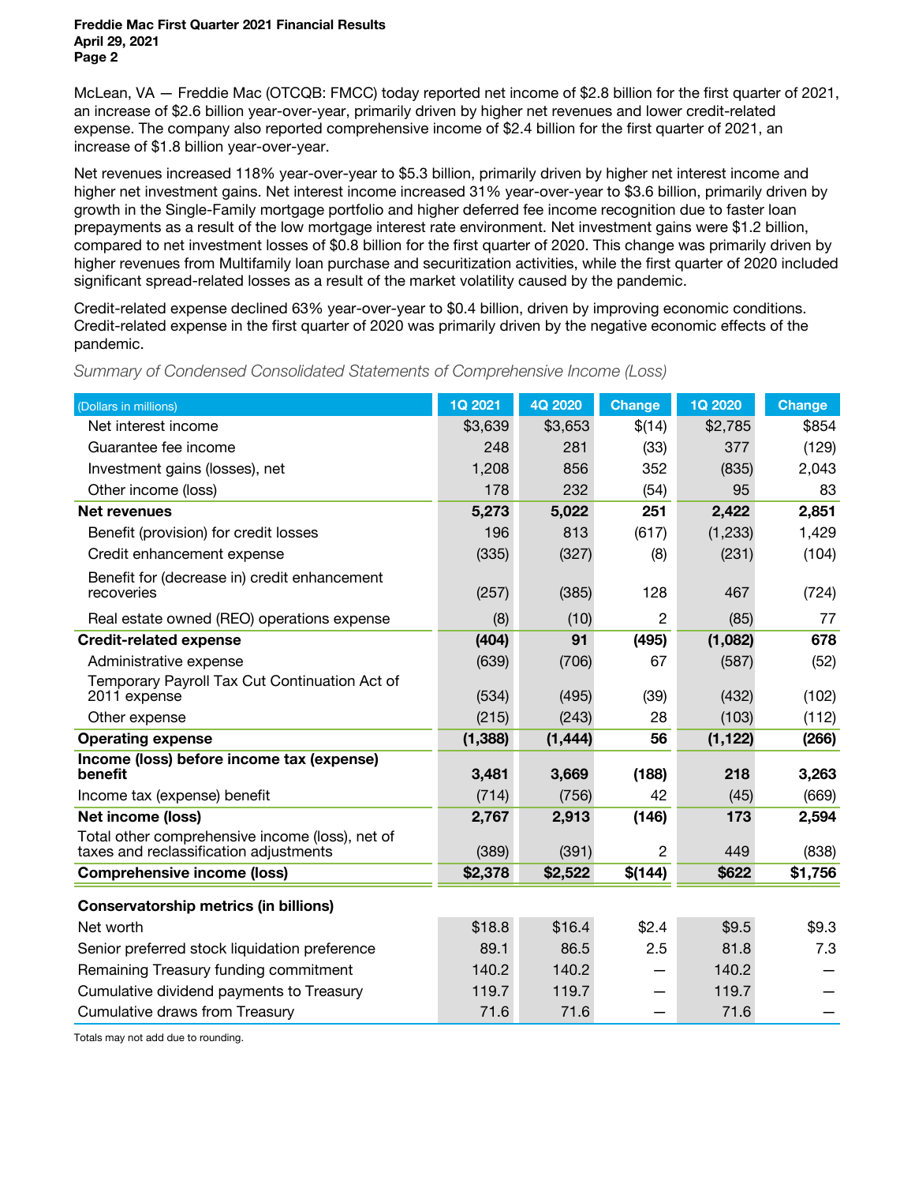McLean, VA — Freddie Mac (OTCQB: FMCC) today reported net income of $2.8 billion for the first quarter of 2021, an increase of $2.6 billion year-over-year, primarily driven by higher net revenues and lower credit-related expense. The company also reported comprehensive income of $2.4 billion for the first quarter of 2021, an increase of $1.8 billion year-over-year.

Net revenues increased 118% year-over-year to $5.3 billion, primarily driven by higher net interest income and higher net investment gains. Net interest income increased 31% year-over-year to $3.6 billion, primarily driven by growth in the Single-Family mortgage portfolio and higher deferred fee income recognition due to faster loan prepayments as a result of the low mortgage interest rate environment. Net investment gains were $1.2 billion, compared to net investment losses of $0.8 billion for the first quarter of 2020. This change was primarily driven by higher revenues from Multifamily loan purchase and securitization activities, while the first quarter of 2020 included significant spread-related losses as a result of the market volatility caused by the pandemic.

Credit-related expense declined 63% year-over-year to $0.4 billion, driven by improving economic conditions. Credit-related expense in the first quarter of 2020 was primarily driven by the negative economic effects of the pandemic.

*Summary of Condensed Consolidated Statements of Comprehensive Income (Loss)*

| (Dollars in millions) | 1Q 2021 | 4Q 2020 | Change | 1Q 2020 | Change |
|---|---|---|---|---|---|
| Net interest income | $3,639 | $3,653 | $(14) | $2,785 | $854 |
| Guarantee fee income | 248 | 281 | (33) | 377 | (129) |
| Investment gains (losses), net | 1,208 | 856 | 352 | (835) | 2,043 |
| Other income (loss) | 178 | 232 | (54) | 95 | 83 |
| **Net revenues** | **5,273** | **5,022** | **251** | **2,422** | **2,851** |
| Benefit (provision) for credit losses | 196 | 813 | (617) | (1,233) | 1,429 |
| Credit enhancement expense | (335) | (327) | (8) | (231) | (104) |
| Benefit for (decrease in) credit enhancement recoveries | (257) | (385) | 128 | 467 | (724) |
| Real estate owned (REO) operations expense | (8) | (10) | 2 | (85) | 77 |
| **Credit-related expense** | **(404)** | **91** | **(495)** | **(1,082)** | **678** |
| Administrative expense | (639) | (706) | 67 | (587) | (52) |
| Temporary Payroll Tax Cut Continuation Act of 2011 expense | (534) | (495) | (39) | (432) | (102) |
| Other expense | (215) | (243) | 28 | (103) | (112) |
| **Operating expense** | **(1,388)** | **(1,444)** | **56** | **(1,122)** | **(266)** |
| **Income (loss) before income tax (expense) benefit** | **3,481** | **3,669** | **(188)** | **218** | **3,263** |
| Income tax (expense) benefit | (714) | (756) | 42 | (45) | (669) |
| **Net income (loss)** | **2,767** | **2,913** | **(146)** | **173** | **2,594** |
| Total other comprehensive income (loss), net of taxes and reclassification adjustments | (389) | (391) | 2 | 449 | (838) |
| **Comprehensive income (loss)** | **$2,378** | **$2,522** | **$(144)** | **$622** | **$1,756** |
| **Conservatorship metrics (in billions)** | | | | | |
| Net worth | $18.8 | $16.4 | $2.4 | $9.5 | $9.3 |
| Senior preferred stock liquidation preference | 89.1 | 86.5 | 2.5 | 81.8 | 7.3 |
| Remaining Treasury funding commitment | 140.2 | 140.2 | — | 140.2 | — |
| Cumulative dividend payments to Treasury | 119.7 | 119.7 | — | 119.7 | — |
| Cumulative draws from Treasury | 71.6 | 71.6 | — | 71.6 | — |

Totals may not add due to rounding.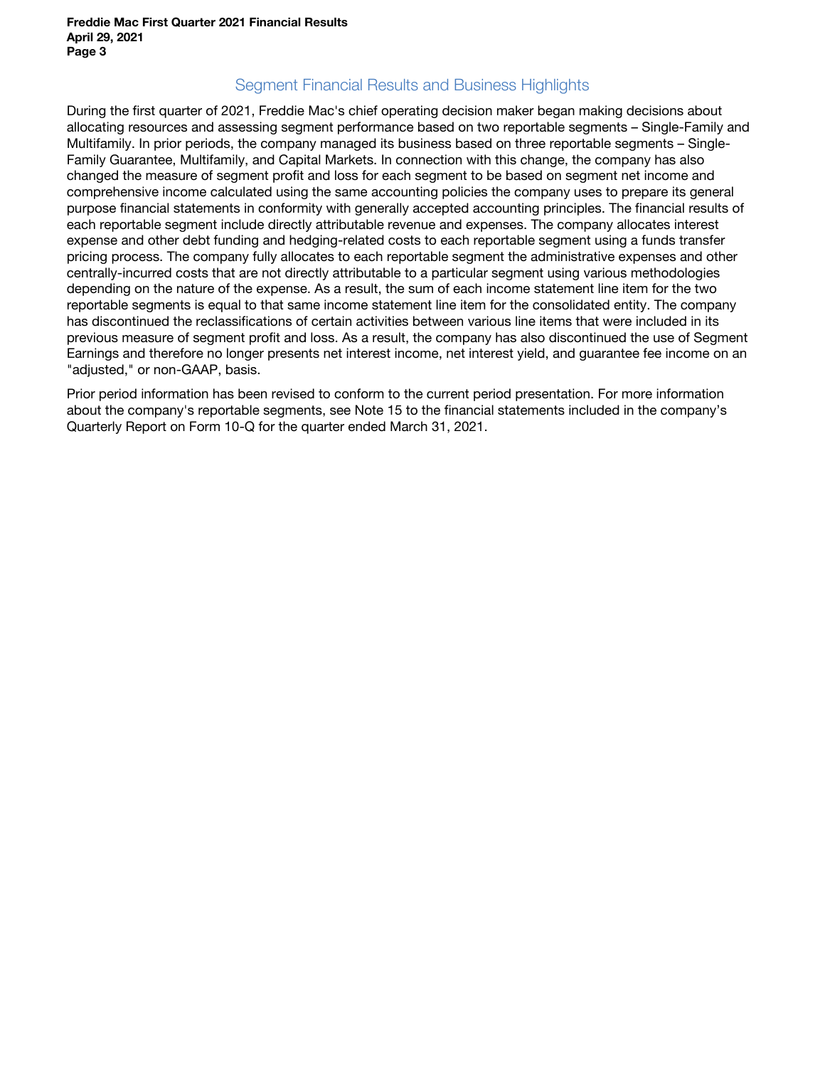## Segment Financial Results and Business Highlights

During the first quarter of 2021, Freddie Mac's chief operating decision maker began making decisions about allocating resources and assessing segment performance based on two reportable segments – Single-Family and Multifamily. In prior periods, the company managed its business based on three reportable segments – Single-Family Guarantee, Multifamily, and Capital Markets. In connection with this change, the company has also changed the measure of segment profit and loss for each segment to be based on segment net income and comprehensive income calculated using the same accounting policies the company uses to prepare its general purpose financial statements in conformity with generally accepted accounting principles. The financial results of each reportable segment include directly attributable revenue and expenses. The company allocates interest expense and other debt funding and hedging-related costs to each reportable segment using a funds transfer pricing process. The company fully allocates to each reportable segment the administrative expenses and other centrally-incurred costs that are not directly attributable to a particular segment using various methodologies depending on the nature of the expense. As a result, the sum of each income statement line item for the two reportable segments is equal to that same income statement line item for the consolidated entity. The company has discontinued the reclassifications of certain activities between various line items that were included in its previous measure of segment profit and loss. As a result, the company has also discontinued the use of Segment Earnings and therefore no longer presents net interest income, net interest yield, and guarantee fee income on an "adjusted," or non-GAAP, basis.

Prior period information has been revised to conform to the current period presentation. For more information about the company's reportable segments, see Note 15 to the financial statements included in the company's Quarterly Report on Form 10-Q for the quarter ended March 31, 2021.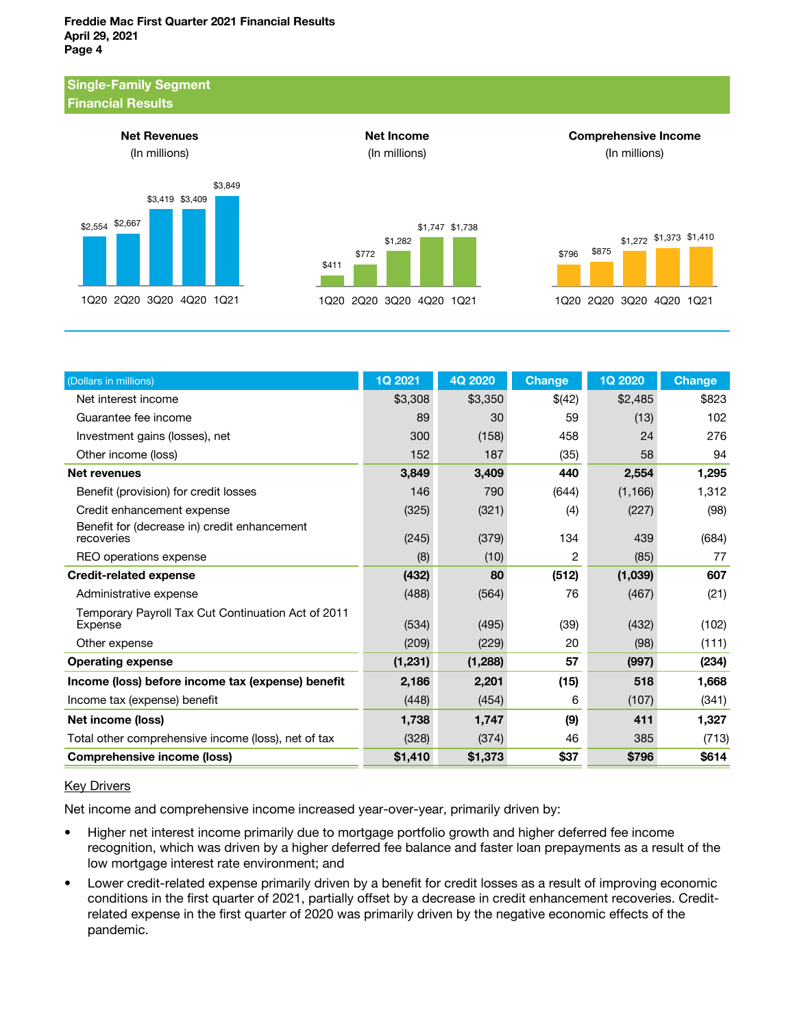## Single-Family Segment Financial Results

**Net Revenues** (In millions)

| 1Q20 | 2Q20 | 3Q20 | 4Q20 | 1Q21 |
|---|---|---|---|---|
| $2,554 | $2,667 | $3,419 | $3,409 | $3,849 |

**Net Income** (In millions)

| 1Q20 | 2Q20 | 3Q20 | 4Q20 | 1Q21 |
|---|---|---|---|---|
| $411 | $772 | $1,282 | $1,747 | $1,738 |

**Comprehensive Income** (In millions)

| 1Q20 | 2Q20 | 3Q20 | 4Q20 | 1Q21 |
|---|---|---|---|---|
| $796 | $875 | $1,272 | $1,373 | $1,410 |

| (Dollars in millions) | 1Q 2021 | 4Q 2020 | Change | 1Q 2020 | Change |
|---|---|---|---|---|---|
| Net interest income | $3,308 | $3,350 | $(42) | $2,485 | $823 |
| Guarantee fee income | 89 | 30 | 59 | (13) | 102 |
| Investment gains (losses), net | 300 | (158) | 458 | 24 | 276 |
| Other income (loss) | 152 | 187 | (35) | 58 | 94 |
| **Net revenues** | **3,849** | **3,409** | **440** | **2,554** | **1,295** |
| Benefit (provision) for credit losses | 146 | 790 | (644) | (1,166) | 1,312 |
| Credit enhancement expense | (325) | (321) | (4) | (227) | (98) |
| Benefit for (decrease in) credit enhancement recoveries | (245) | (379) | 134 | 439 | (684) |
| REO operations expense | (8) | (10) | 2 | (85) | 77 |
| **Credit-related expense** | **(432)** | **80** | **(512)** | **(1,039)** | **607** |
| Administrative expense | (488) | (564) | 76 | (467) | (21) |
| Temporary Payroll Tax Cut Continuation Act of 2011 Expense | (534) | (495) | (39) | (432) | (102) |
| Other expense | (209) | (229) | 20 | (98) | (111) |
| **Operating expense** | **(1,231)** | **(1,288)** | **57** | **(997)** | **(234)** |
| **Income (loss) before income tax (expense) benefit** | **2,186** | **2,201** | **(15)** | **518** | **1,668** |
| Income tax (expense) benefit | (448) | (454) | 6 | (107) | (341) |
| **Net income (loss)** | **1,738** | **1,747** | **(9)** | **411** | **1,327** |
| Total other comprehensive income (loss), net of tax | (328) | (374) | 46 | 385 | (713) |
| **Comprehensive income (loss)** | **$1,410** | **$1,373** | **$37** | **$796** | **$614** |

Key Drivers

Net income and comprehensive income increased year-over-year, primarily driven by:

- Higher net interest income primarily due to mortgage portfolio growth and higher deferred fee income recognition, which was driven by a higher deferred fee balance and faster loan prepayments as a result of the low mortgage interest rate environment; and
- Lower credit-related expense primarily driven by a benefit for credit losses as a result of improving economic conditions in the first quarter of 2021, partially offset by a decrease in credit enhancement recoveries. Credit-related expense in the first quarter of 2020 was primarily driven by the negative economic effects of the pandemic.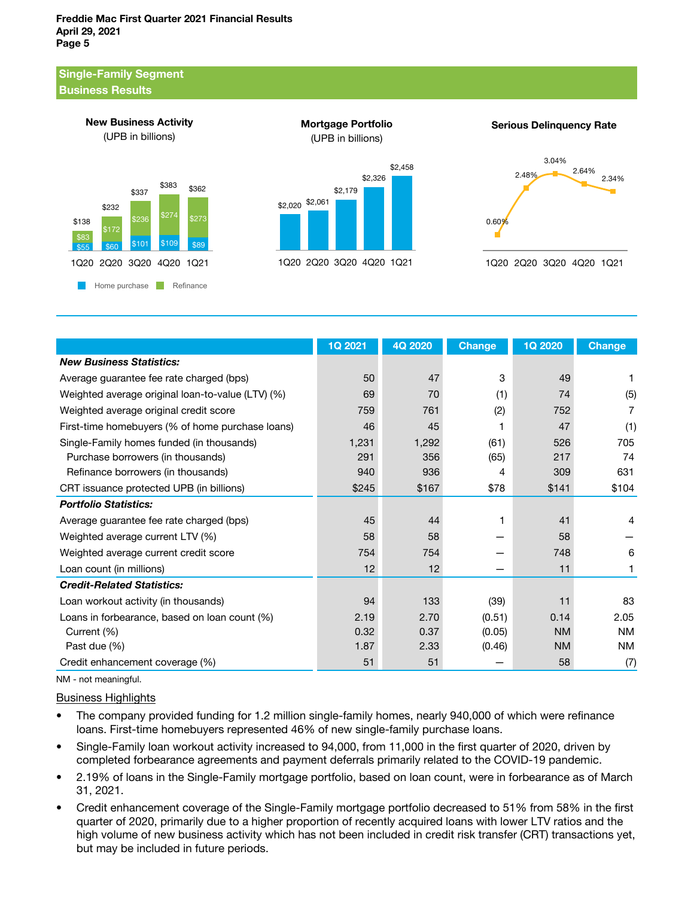## Single-Family Segment
## Business Results

**New Business Activity**
(UPB in billions)

| | 1Q20 | 2Q20 | 3Q20 | 4Q20 | 1Q21 |
|---|---|---|---|---|---|
| Home purchase | $55 | $60 | $101 | $109 | $89 |
| Refinance | $83 | $172 | $236 | $274 | $273 |
| Total | $138 | $232 | $337 | $383 | $362 |

**Mortgage Portfolio**
(UPB in billions)

| 1Q20 | 2Q20 | 3Q20 | 4Q20 | 1Q21 |
|---|---|---|---|---|
| $2,020 | $2,061 | $2,179 | $2,326 | $2,458 |

**Serious Delinquency Rate**

| 1Q20 | 2Q20 | 3Q20 | 4Q20 | 1Q21 |
|---|---|---|---|---|
| 0.60% | 2.48% | 3.04% | 2.64% | 2.34% |

| | 1Q 2021 | 4Q 2020 | Change | 1Q 2020 | Change |
|---|---|---|---|---|---|
| ***New Business Statistics:*** | | | | | |
| Average guarantee fee rate charged (bps) | 50 | 47 | 3 | 49 | 1 |
| Weighted average original loan-to-value (LTV) (%) | 69 | 70 | (1) | 74 | (5) |
| Weighted average original credit score | 759 | 761 | (2) | 752 | 7 |
| First-time homebuyers (% of home purchase loans) | 46 | 45 | 1 | 47 | (1) |
| Single-Family homes funded (in thousands) | 1,231 | 1,292 | (61) | 526 | 705 |
| Purchase borrowers (in thousands) | 291 | 356 | (65) | 217 | 74 |
| Refinance borrowers (in thousands) | 940 | 936 | 4 | 309 | 631 |
| CRT issuance protected UPB (in billions) | $245 | $167 | $78 | $141 | $104 |
| ***Portfolio Statistics:*** | | | | | |
| Average guarantee fee rate charged (bps) | 45 | 44 | 1 | 41 | 4 |
| Weighted average current LTV (%) | 58 | 58 | — | 58 | — |
| Weighted average current credit score | 754 | 754 | — | 748 | 6 |
| Loan count (in millions) | 12 | 12 | — | 11 | 1 |
| ***Credit-Related Statistics:*** | | | | | |
| Loan workout activity (in thousands) | 94 | 133 | (39) | 11 | 83 |
| Loans in forbearance, based on loan count (%) | 2.19 | 2.70 | (0.51) | 0.14 | 2.05 |
| Current (%) | 0.32 | 0.37 | (0.05) | NM | NM |
| Past due (%) | 1.87 | 2.33 | (0.46) | NM | NM |
| Credit enhancement coverage (%) | 51 | 51 | — | 58 | (7) |

NM - not meaningful.

Business Highlights

- The company provided funding for 1.2 million single-family homes, nearly 940,000 of which were refinance loans. First-time homebuyers represented 46% of new single-family purchase loans.
- Single-Family loan workout activity increased to 94,000, from 11,000 in the first quarter of 2020, driven by completed forbearance agreements and payment deferrals primarily related to the COVID-19 pandemic.
- 2.19% of loans in the Single-Family mortgage portfolio, based on loan count, were in forbearance as of March 31, 2021.
- Credit enhancement coverage of the Single-Family mortgage portfolio decreased to 51% from 58% in the first quarter of 2020, primarily due to a higher proportion of recently acquired loans with lower LTV ratios and the high volume of new business activity which has not been included in credit risk transfer (CRT) transactions yet, but may be included in future periods.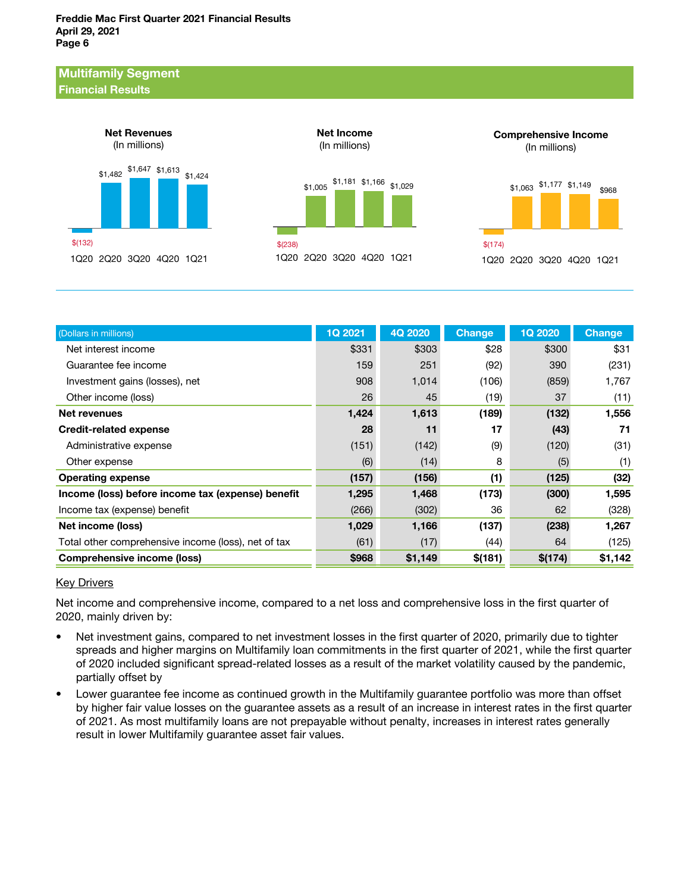## Multifamily Segment
### Financial Results

**Net Revenues**
(In millions)

| 1Q20 | 2Q20 | 3Q20 | 4Q20 | 1Q21 |
|---|---|---|---|---|
| $(132) | $1,482 | $1,647 | $1,613 | $1,424 |

**Net Income**
(In millions)

| 1Q20 | 2Q20 | 3Q20 | 4Q20 | 1Q21 |
|---|---|---|---|---|
| $(238) | $1,005 | $1,181 | $1,166 | $1,029 |

**Comprehensive Income**
(In millions)

| 1Q20 | 2Q20 | 3Q20 | 4Q20 | 1Q21 |
|---|---|---|---|---|
| $(174) | $1,063 | $1,177 | $1,149 | $968 |

| (Dollars in millions) | 1Q 2021 | 4Q 2020 | Change | 1Q 2020 | Change |
|---|---|---|---|---|---|
| Net interest income | $331 | $303 | $28 | $300 | $31 |
| Guarantee fee income | 159 | 251 | (92) | 390 | (231) |
| Investment gains (losses), net | 908 | 1,014 | (106) | (859) | 1,767 |
| Other income (loss) | 26 | 45 | (19) | 37 | (11) |
| **Net revenues** | **1,424** | **1,613** | **(189)** | **(132)** | **1,556** |
| **Credit-related expense** | **28** | **11** | **17** | **(43)** | **71** |
| Administrative expense | (151) | (142) | (9) | (120) | (31) |
| Other expense | (6) | (14) | 8 | (5) | (1) |
| **Operating expense** | **(157)** | **(156)** | **(1)** | **(125)** | **(32)** |
| **Income (loss) before income tax (expense) benefit** | **1,295** | **1,468** | **(173)** | **(300)** | **1,595** |
| Income tax (expense) benefit | (266) | (302) | 36 | 62 | (328) |
| **Net income (loss)** | **1,029** | **1,166** | **(137)** | **(238)** | **1,267** |
| Total other comprehensive income (loss), net of tax | (61) | (17) | (44) | 64 | (125) |
| **Comprehensive income (loss)** | **$968** | **$1,149** | **$(181)** | **$(174)** | **$1,142** |

Key Drivers

Net income and comprehensive income, compared to a net loss and comprehensive loss in the first quarter of 2020, mainly driven by:

- Net investment gains, compared to net investment losses in the first quarter of 2020, primarily due to tighter spreads and higher margins on Multifamily loan commitments in the first quarter of 2021, while the first quarter of 2020 included significant spread-related losses as a result of the market volatility caused by the pandemic, partially offset by
- Lower guarantee fee income as continued growth in the Multifamily guarantee portfolio was more than offset by higher fair value losses on the guarantee assets as a result of an increase in interest rates in the first quarter of 2021. As most multifamily loans are not prepayable without penalty, increases in interest rates generally result in lower Multifamily guarantee asset fair values.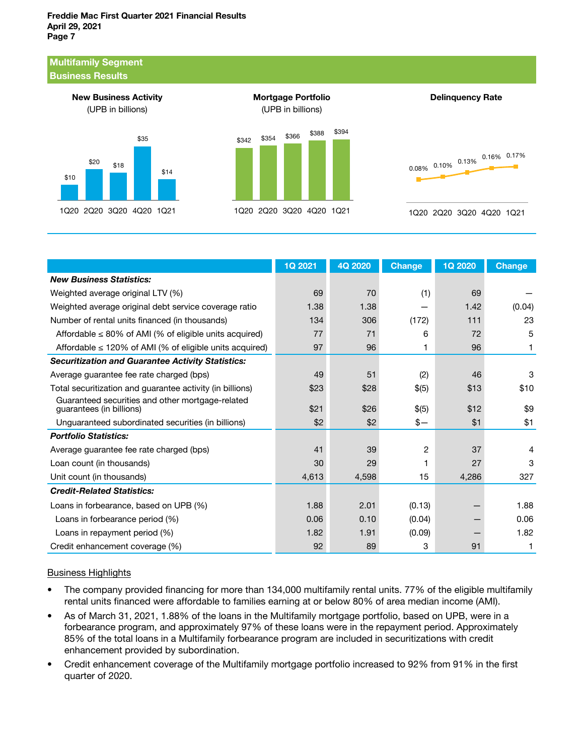## Multifamily Segment
## Business Results

**New Business Activity**
(UPB in billions)

| 1Q20 | 2Q20 | 3Q20 | 4Q20 | 1Q21 |
|---|---|---|---|---|
| $10 | $20 | $18 | $35 | $14 |

**Mortgage Portfolio**
(UPB in billions)

| 1Q20 | 2Q20 | 3Q20 | 4Q20 | 1Q21 |
|---|---|---|---|---|
| $342 | $354 | $366 | $388 | $394 |

**Delinquency Rate**

| 1Q20 | 2Q20 | 3Q20 | 4Q20 | 1Q21 |
|---|---|---|---|---|
| 0.08% | 0.10% | 0.13% | 0.16% | 0.17% |

| | 1Q 2021 | 4Q 2020 | Change | 1Q 2020 | Change |
|---|---|---|---|---|---|
| ***New Business Statistics:*** | | | | | |
| Weighted average original LTV (%) | 69 | 70 | (1) | 69 | — |
| Weighted average original debt service coverage ratio | 1.38 | 1.38 | — | 1.42 | (0.04) |
| Number of rental units financed (in thousands) | 134 | 306 | (172) | 111 | 23 |
| Affordable ≤ 80% of AMI (% of eligible units acquired) | 77 | 71 | 6 | 72 | 5 |
| Affordable ≤ 120% of AMI (% of eligible units acquired) | 97 | 96 | 1 | 96 | 1 |
| ***Securitization and Guarantee Activity Statistics:*** | | | | | |
| Average guarantee fee rate charged (bps) | 49 | 51 | (2) | 46 | 3 |
| Total securitization and guarantee activity (in billions) | $23 | $28 | $(5) | $13 | $10 |
| Guaranteed securities and other mortgage-related guarantees (in billions) | $21 | $26 | $(5) | $12 | $9 |
| Unguaranteed subordinated securities (in billions) | $2 | $2 | $— | $1 | $1 |
| ***Portfolio Statistics:*** | | | | | |
| Average guarantee fee rate charged (bps) | 41 | 39 | 2 | 37 | 4 |
| Loan count (in thousands) | 30 | 29 | 1 | 27 | 3 |
| Unit count (in thousands) | 4,613 | 4,598 | 15 | 4,286 | 327 |
| ***Credit-Related Statistics:*** | | | | | |
| Loans in forbearance, based on UPB (%) | 1.88 | 2.01 | (0.13) | — | 1.88 |
| Loans in forbearance period (%) | 0.06 | 0.10 | (0.04) | — | 0.06 |
| Loans in repayment period (%) | 1.82 | 1.91 | (0.09) | — | 1.82 |
| Credit enhancement coverage (%) | 92 | 89 | 3 | 91 | 1 |

Business Highlights

- The company provided financing for more than 134,000 multifamily rental units. 77% of the eligible multifamily rental units financed were affordable to families earning at or below 80% of area median income (AMI).
- As of March 31, 2021, 1.88% of the loans in the Multifamily mortgage portfolio, based on UPB, were in a forbearance program, and approximately 97% of these loans were in the repayment period. Approximately 85% of the total loans in a Multifamily forbearance program are included in securitizations with credit enhancement provided by subordination.
- Credit enhancement coverage of the Multifamily mortgage portfolio increased to 92% from 91% in the first quarter of 2020.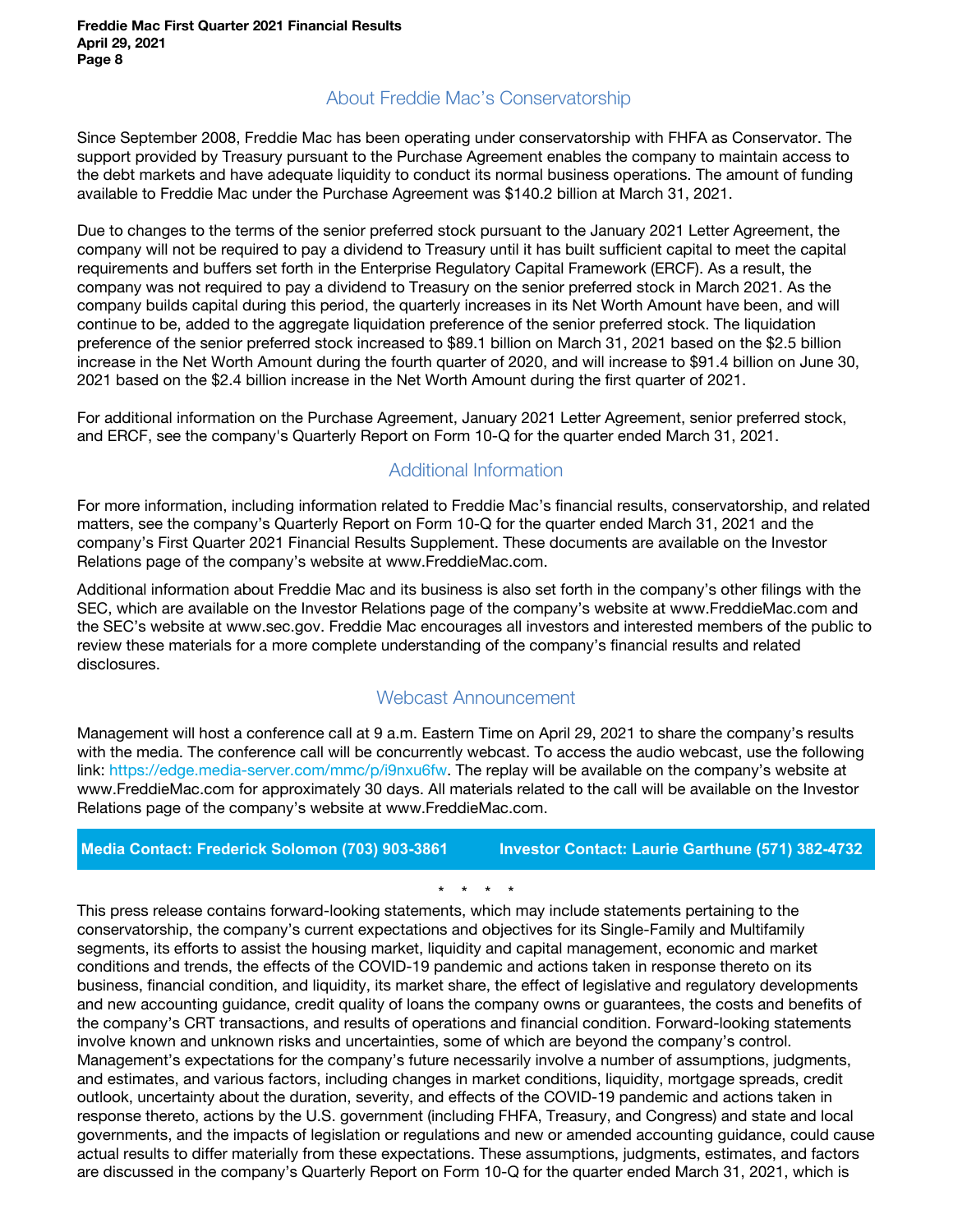## About Freddie Mac's Conservatorship

Since September 2008, Freddie Mac has been operating under conservatorship with FHFA as Conservator. The support provided by Treasury pursuant to the Purchase Agreement enables the company to maintain access to the debt markets and have adequate liquidity to conduct its normal business operations. The amount of funding available to Freddie Mac under the Purchase Agreement was $140.2 billion at March 31, 2021.

Due to changes to the terms of the senior preferred stock pursuant to the January 2021 Letter Agreement, the company will not be required to pay a dividend to Treasury until it has built sufficient capital to meet the capital requirements and buffers set forth in the Enterprise Regulatory Capital Framework (ERCF). As a result, the company was not required to pay a dividend to Treasury on the senior preferred stock in March 2021. As the company builds capital during this period, the quarterly increases in its Net Worth Amount have been, and will continue to be, added to the aggregate liquidation preference of the senior preferred stock. The liquidation preference of the senior preferred stock increased to $89.1 billion on March 31, 2021 based on the $2.5 billion increase in the Net Worth Amount during the fourth quarter of 2020, and will increase to $91.4 billion on June 30, 2021 based on the $2.4 billion increase in the Net Worth Amount during the first quarter of 2021.

For additional information on the Purchase Agreement, January 2021 Letter Agreement, senior preferred stock, and ERCF, see the company's Quarterly Report on Form 10-Q for the quarter ended March 31, 2021.

## Additional Information

For more information, including information related to Freddie Mac's financial results, conservatorship, and related matters, see the company's Quarterly Report on Form 10-Q for the quarter ended March 31, 2021 and the company's First Quarter 2021 Financial Results Supplement. These documents are available on the Investor Relations page of the company's website at www.FreddieMac.com.

Additional information about Freddie Mac and its business is also set forth in the company's other filings with the SEC, which are available on the Investor Relations page of the company's website at www.FreddieMac.com and the SEC's website at www.sec.gov. Freddie Mac encourages all investors and interested members of the public to review these materials for a more complete understanding of the company's financial results and related disclosures.

## Webcast Announcement

Management will host a conference call at 9 a.m. Eastern Time on April 29, 2021 to share the company's results with the media. The conference call will be concurrently webcast. To access the audio webcast, use the following link: https://edge.media-server.com/mmc/p/i9nxu6fw. The replay will be available on the company's website at www.FreddieMac.com for approximately 30 days. All materials related to the call will be available on the Investor Relations page of the company's website at www.FreddieMac.com.

**Media Contact: Frederick Solomon (703) 903-3861 Investor Contact: Laurie Garthune (571) 382-4732**

\* \* \* \*

This press release contains forward-looking statements, which may include statements pertaining to the conservatorship, the company's current expectations and objectives for its Single-Family and Multifamily segments, its efforts to assist the housing market, liquidity and capital management, economic and market conditions and trends, the effects of the COVID-19 pandemic and actions taken in response thereto on its business, financial condition, and liquidity, its market share, the effect of legislative and regulatory developments and new accounting guidance, credit quality of loans the company owns or guarantees, the costs and benefits of the company's CRT transactions, and results of operations and financial condition. Forward-looking statements involve known and unknown risks and uncertainties, some of which are beyond the company's control. Management's expectations for the company's future necessarily involve a number of assumptions, judgments, and estimates, and various factors, including changes in market conditions, liquidity, mortgage spreads, credit outlook, uncertainty about the duration, severity, and effects of the COVID-19 pandemic and actions taken in response thereto, actions by the U.S. government (including FHFA, Treasury, and Congress) and state and local governments, and the impacts of legislation or regulations and new or amended accounting guidance, could cause actual results to differ materially from these expectations. These assumptions, judgments, estimates, and factors are discussed in the company's Quarterly Report on Form 10-Q for the quarter ended March 31, 2021, which is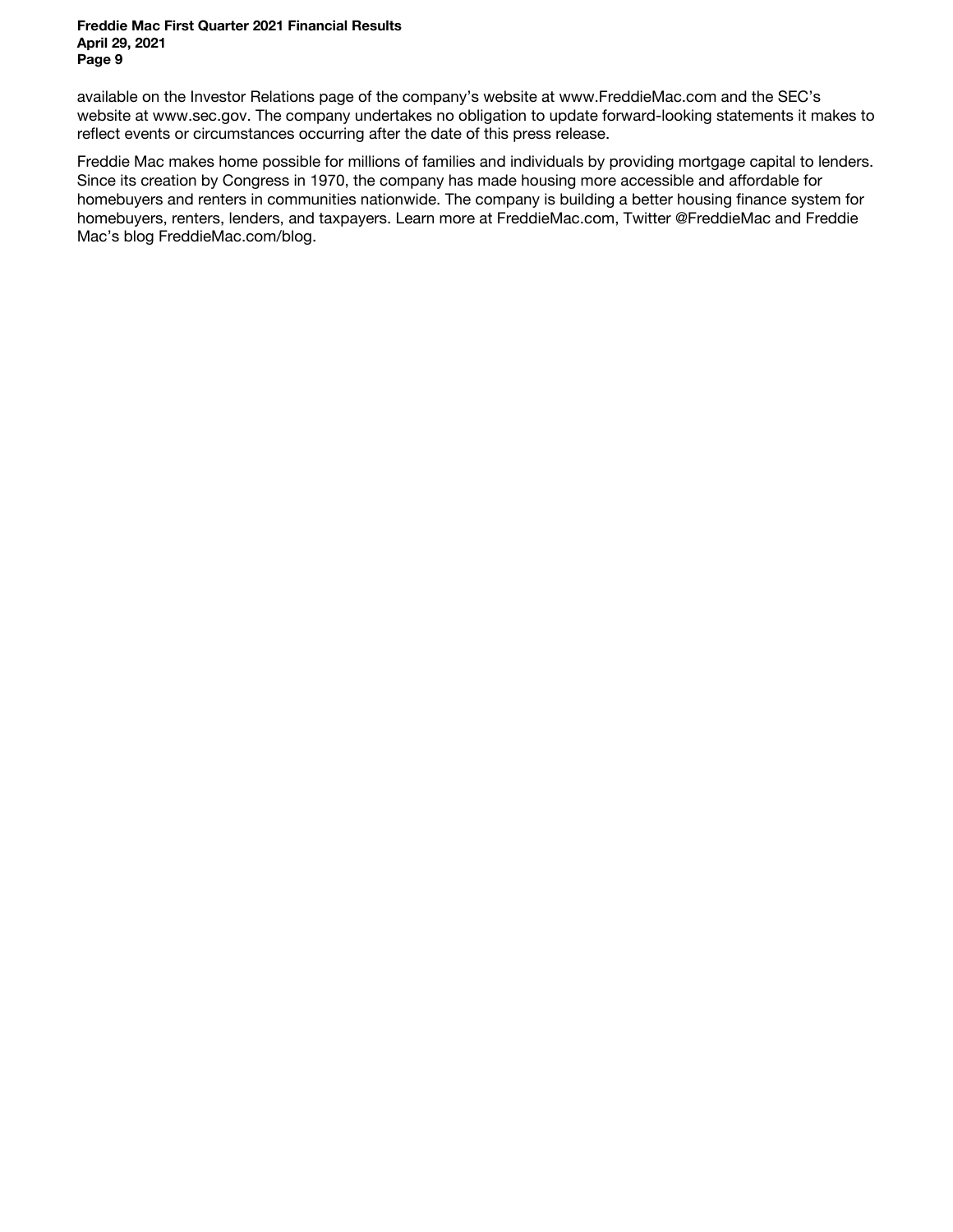available on the Investor Relations page of the company's website at www.FreddieMac.com and the SEC's website at www.sec.gov. The company undertakes no obligation to update forward-looking statements it makes to reflect events or circumstances occurring after the date of this press release.

Freddie Mac makes home possible for millions of families and individuals by providing mortgage capital to lenders. Since its creation by Congress in 1970, the company has made housing more accessible and affordable for homebuyers and renters in communities nationwide. The company is building a better housing finance system for homebuyers, renters, lenders, and taxpayers. Learn more at FreddieMac.com, Twitter @FreddieMac and Freddie Mac's blog FreddieMac.com/blog.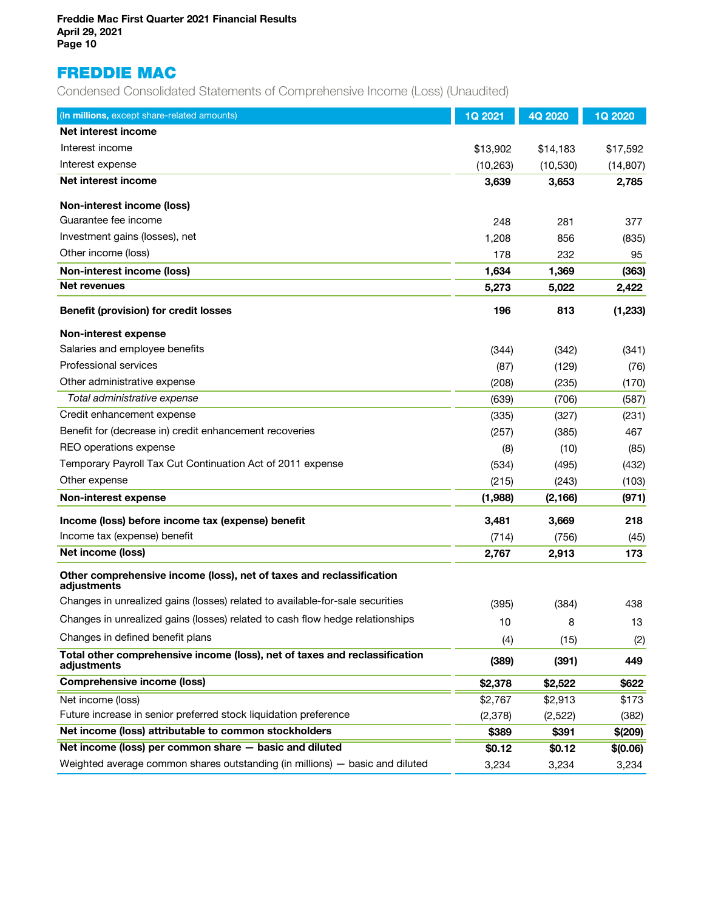# FREDDIE MAC

Condensed Consolidated Statements of Comprehensive Income (Loss) (Unaudited)

| (In millions, except share-related amounts) | 1Q 2021 | 4Q 2020 | 1Q 2020 |
|---|---|---|---|
| **Net interest income** | | | |
| Interest income | $13,902 | $14,183 | $17,592 |
| Interest expense | (10,263) | (10,530) | (14,807) |
| **Net interest income** | **3,639** | **3,653** | **2,785** |
| **Non-interest income (loss)** | | | |
| Guarantee fee income | 248 | 281 | 377 |
| Investment gains (losses), net | 1,208 | 856 | (835) |
| Other income (loss) | 178 | 232 | 95 |
| **Non-interest income (loss)** | **1,634** | **1,369** | **(363)** |
| **Net revenues** | **5,273** | **5,022** | **2,422** |
| **Benefit (provision) for credit losses** | **196** | **813** | **(1,233)** |
| **Non-interest expense** | | | |
| Salaries and employee benefits | (344) | (342) | (341) |
| Professional services | (87) | (129) | (76) |
| Other administrative expense | (208) | (235) | (170) |
| *Total administrative expense* | (639) | (706) | (587) |
| Credit enhancement expense | (335) | (327) | (231) |
| Benefit for (decrease in) credit enhancement recoveries | (257) | (385) | 467 |
| REO operations expense | (8) | (10) | (85) |
| Temporary Payroll Tax Cut Continuation Act of 2011 expense | (534) | (495) | (432) |
| Other expense | (215) | (243) | (103) |
| **Non-interest expense** | **(1,988)** | **(2,166)** | **(971)** |
| **Income (loss) before income tax (expense) benefit** | **3,481** | **3,669** | **218** |
| Income tax (expense) benefit | (714) | (756) | (45) |
| **Net income (loss)** | **2,767** | **2,913** | **173** |
| **Other comprehensive income (loss), net of taxes and reclassification adjustments** | | | |
| Changes in unrealized gains (losses) related to available-for-sale securities | (395) | (384) | 438 |
| Changes in unrealized gains (losses) related to cash flow hedge relationships | 10 | 8 | 13 |
| Changes in defined benefit plans | (4) | (15) | (2) |
| **Total other comprehensive income (loss), net of taxes and reclassification adjustments** | **(389)** | **(391)** | **449** |
| **Comprehensive income (loss)** | **$2,378** | **$2,522** | **$622** |
| Net income (loss) | $2,767 | $2,913 | $173 |
| Future increase in senior preferred stock liquidation preference | (2,378) | (2,522) | (382) |
| **Net income (loss) attributable to common stockholders** | **$389** | **$391** | **$(209)** |
| **Net income (loss) per common share — basic and diluted** | **$0.12** | **$0.12** | **$(0.06)** |
| Weighted average common shares outstanding (in millions) — basic and diluted | 3,234 | 3,234 | 3,234 |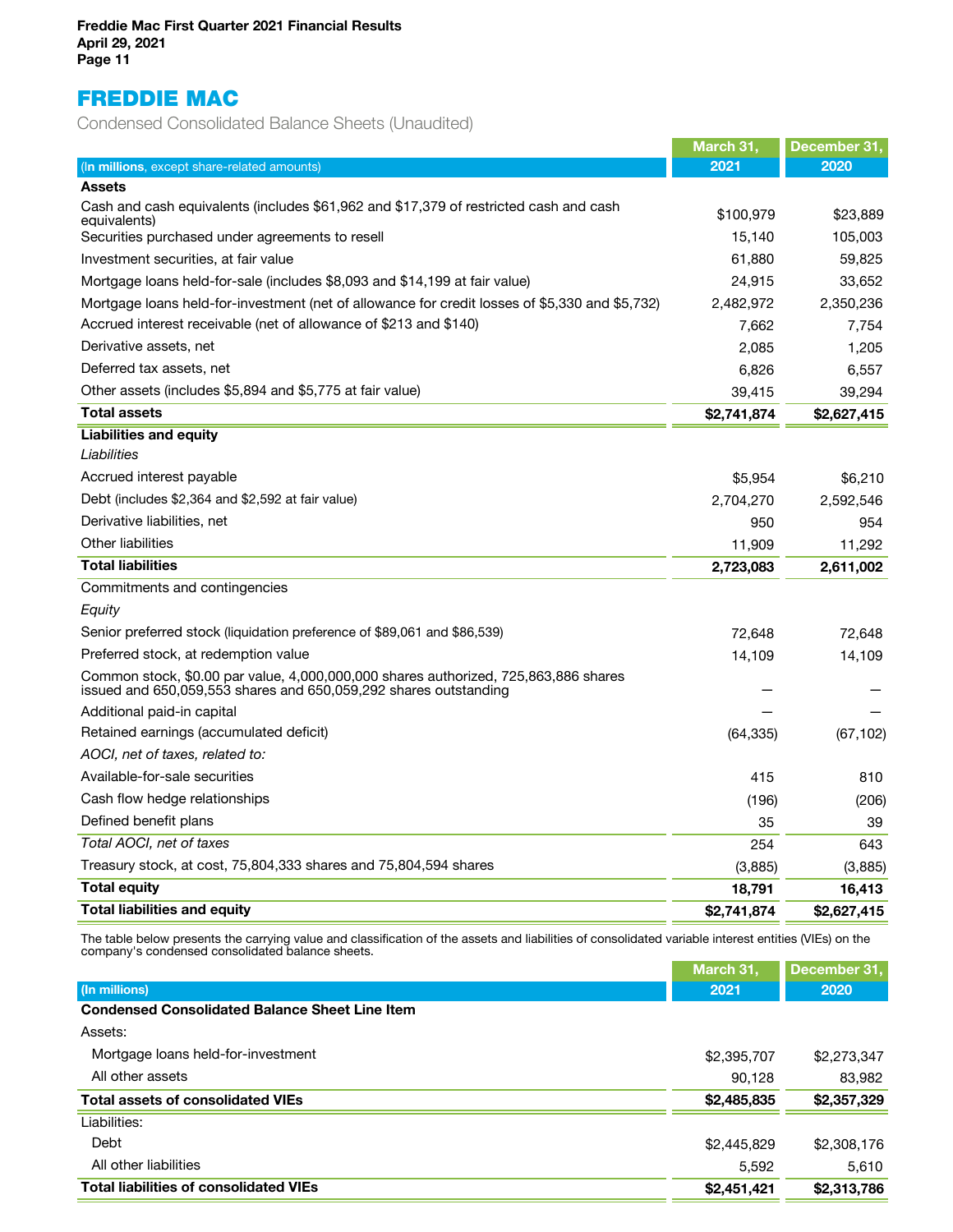# FREDDIE MAC

Condensed Consolidated Balance Sheets (Unaudited)

| (In millions, except share-related amounts) | March 31, 2021 | December 31, 2020 |
|---|---|---|
| **Assets** | | |
| Cash and cash equivalents (includes $61,962 and $17,379 of restricted cash and cash equivalents) | $100,979 | $23,889 |
| Securities purchased under agreements to resell | 15,140 | 105,003 |
| Investment securities, at fair value | 61,880 | 59,825 |
| Mortgage loans held-for-sale (includes $8,093 and $14,199 at fair value) | 24,915 | 33,652 |
| Mortgage loans held-for-investment (net of allowance for credit losses of $5,330 and $5,732) | 2,482,972 | 2,350,236 |
| Accrued interest receivable (net of allowance of $213 and $140) | 7,662 | 7,754 |
| Derivative assets, net | 2,085 | 1,205 |
| Deferred tax assets, net | 6,826 | 6,557 |
| Other assets (includes $5,894 and $5,775 at fair value) | 39,415 | 39,294 |
| **Total assets** | **$2,741,874** | **$2,627,415** |
| **Liabilities and equity** | | |
| *Liabilities* | | |
| Accrued interest payable | $5,954 | $6,210 |
| Debt (includes $2,364 and $2,592 at fair value) | 2,704,270 | 2,592,546 |
| Derivative liabilities, net | 950 | 954 |
| Other liabilities | 11,909 | 11,292 |
| **Total liabilities** | **2,723,083** | **2,611,002** |
| Commitments and contingencies | | |
| *Equity* | | |
| Senior preferred stock (liquidation preference of $89,061 and $86,539) | 72,648 | 72,648 |
| Preferred stock, at redemption value | 14,109 | 14,109 |
| Common stock, $0.00 par value, 4,000,000,000 shares authorized, 725,863,886 shares issued and 650,059,553 shares and 650,059,292 shares outstanding | — | — |
| Additional paid-in capital | — | — |
| Retained earnings (accumulated deficit) | (64,335) | (67,102) |
| *AOCI, net of taxes, related to:* | | |
| Available-for-sale securities | 415 | 810 |
| Cash flow hedge relationships | (196) | (206) |
| Defined benefit plans | 35 | 39 |
| *Total AOCI, net of taxes* | 254 | 643 |
| Treasury stock, at cost, 75,804,333 shares and 75,804,594 shares | (3,885) | (3,885) |
| **Total equity** | **18,791** | **16,413** |
| **Total liabilities and equity** | **$2,741,874** | **$2,627,415** |

The table below presents the carrying value and classification of the assets and liabilities of consolidated variable interest entities (VIEs) on the company's condensed consolidated balance sheets.

| (In millions) | March 31, 2021 | December 31, 2020 |
|---|---|---|
| **Condensed Consolidated Balance Sheet Line Item** | | |
| Assets: | | |
| Mortgage loans held-for-investment | $2,395,707 | $2,273,347 |
| All other assets | 90,128 | 83,982 |
| **Total assets of consolidated VIEs** | **$2,485,835** | **$2,357,329** |
| Liabilities: | | |
| Debt | $2,445,829 | $2,308,176 |
| All other liabilities | 5,592 | 5,610 |
| **Total liabilities of consolidated VIEs** | **$2,451,421** | **$2,313,786** |